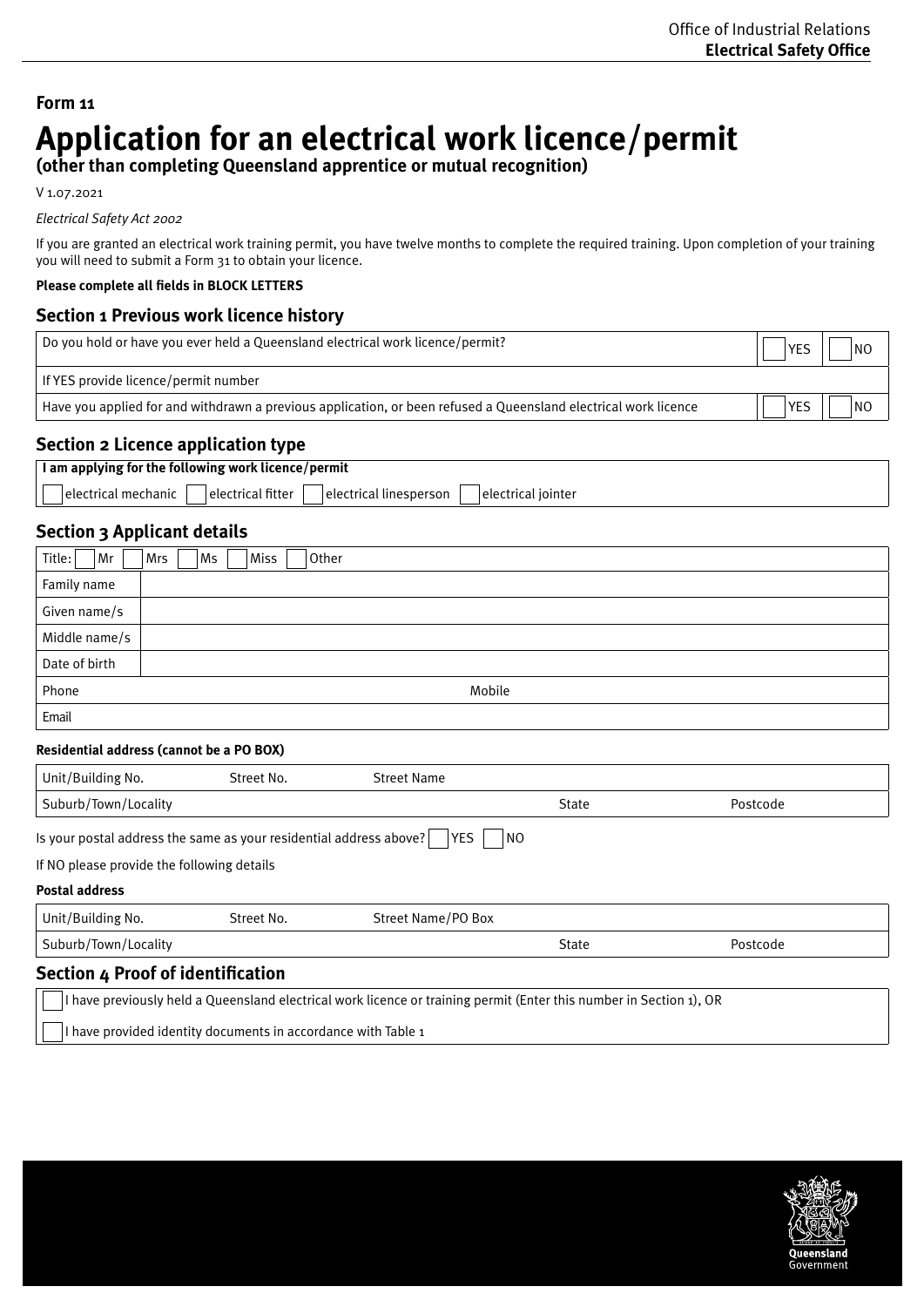Office of Industrial Relations
**Electrical Safety Office**

**Form 11**

# Application for an electrical work licence/permit

**(other than completing Queensland apprentice or mutual recognition)**

V 1.07.2021

*Electrical Safety Act 2002*

If you are granted an electrical work training permit, you have twelve months to complete the required training. Upon completion of your training you will need to submit a Form 31 to obtain your licence.

**Please complete all fields in BLOCK LETTERS**

## Section 1 Previous work licence history

| | | |
|---|---|---|
| Do you hold or have you ever held a Queensland electrical work licence/permit? | ☐ YES | ☐ NO |
| If YES provide licence/permit number | | |
| Have you applied for and withdrawn a previous application, or been refused a Queensland electrical work licence | ☐ YES | ☐ NO |

## Section 2 Licence application type

| **I am applying for the following work licence/permit** |
|---|
| ☐ electrical mechanic ☐ electrical fitter ☐ electrical linesperson ☐ electrical jointer |

## Section 3 Applicant details

| | |
|---|---|
| Title: ☐ Mr ☐ Mrs ☐ Ms ☐ Miss ☐ Other | |
| Family name | |
| Given name/s | |
| Middle name/s | |
| Date of birth | |
| Phone | Mobile |
| Email | |

**Residential address (cannot be a PO BOX)**

| | | | | |
|---|---|---|---|---|
| Unit/Building No. | Street No. | Street Name | | |
| Suburb/Town/Locality | | | State | Postcode |

Is your postal address the same as your residential address above? ☐ YES ☐ NO

If NO please provide the following details

**Postal address**

| | | | | |
|---|---|---|---|---|
| Unit/Building No. | Street No. | Street Name/PO Box | | |
| Suburb/Town/Locality | | | State | Postcode |

## Section 4 Proof of identification

☐ I have previously held a Queensland electrical work licence or training permit (Enter this number in Section 1), OR

☐ I have provided identity documents in accordance with Table 1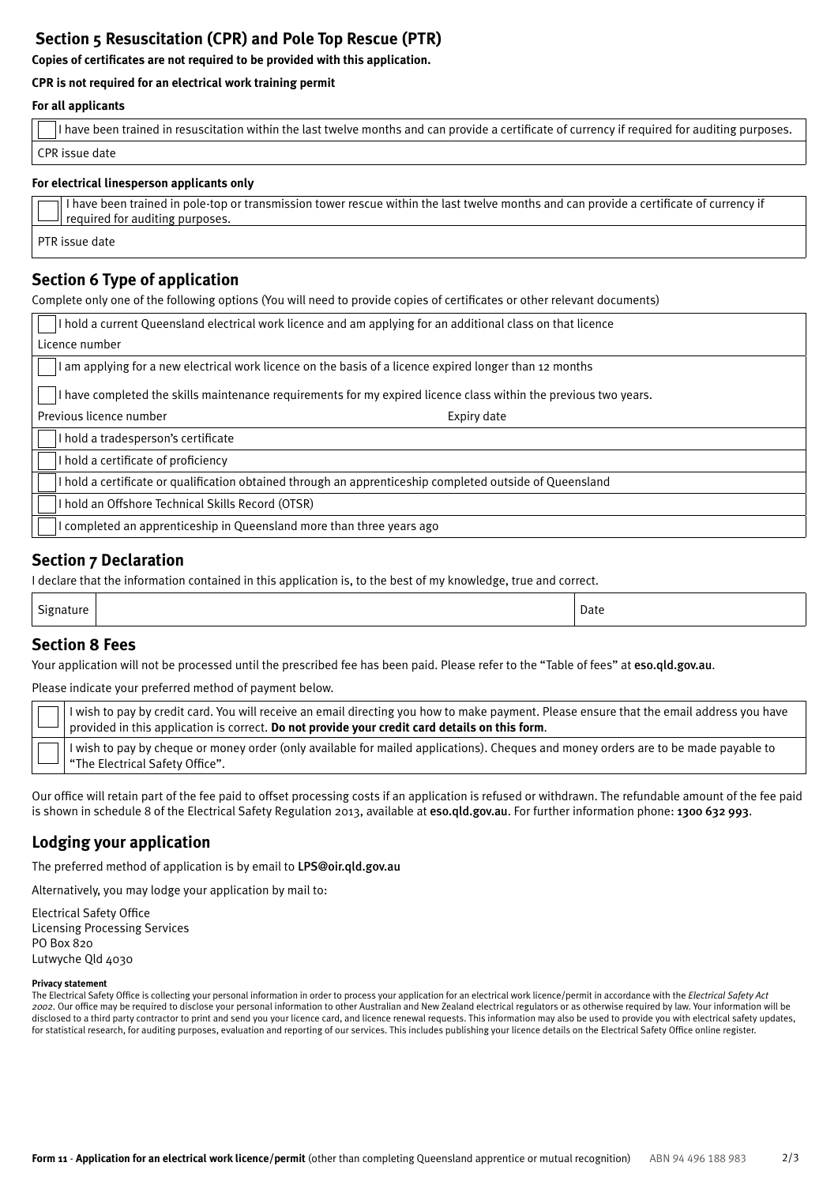## Section 5 Resuscitation (CPR) and Pole Top Rescue (PTR)

**Copies of certificates are not required to be provided with this application.**

**CPR is not required for an electrical work training permit**

**For all applicants**

☐ I have been trained in resuscitation within the last twelve months and can provide a certificate of currency if required for auditing purposes.

CPR issue date

**For electrical linesperson applicants only**

☐ I have been trained in pole-top or transmission tower rescue within the last twelve months and can provide a certificate of currency if required for auditing purposes.

PTR issue date

## Section 6 Type of application

Complete only one of the following options (You will need to provide copies of certificates or other relevant documents)

☐ I hold a current Queensland electrical work licence and am applying for an additional class on that licence

Licence number

☐ I am applying for a new electrical work licence on the basis of a licence expired longer than 12 months

☐ I have completed the skills maintenance requirements for my expired licence class within the previous two years.

Previous licence number | Expiry date

☐ I hold a tradesperson's certificate

☐ I hold a certificate of proficiency

☐ I hold a certificate or qualification obtained through an apprenticeship completed outside of Queensland

☐ I hold an Offshore Technical Skills Record (OTSR)

☐ I completed an apprenticeship in Queensland more than three years ago

## Section 7 Declaration

I declare that the information contained in this application is, to the best of my knowledge, true and correct.

| Signature | | Date |
|---|---|---|

## Section 8 Fees

Your application will not be processed until the prescribed fee has been paid. Please refer to the "Table of fees" at **eso.qld.gov.au**.

Please indicate your preferred method of payment below.

☐ I wish to pay by credit card. You will receive an email directing you how to make payment. Please ensure that the email address you have provided in this application is correct. **Do not provide your credit card details on this form**.

☐ I wish to pay by cheque or money order (only available for mailed applications). Cheques and money orders are to be made payable to "The Electrical Safety Office".

Our office will retain part of the fee paid to offset processing costs if an application is refused or withdrawn. The refundable amount of the fee paid is shown in schedule 8 of the Electrical Safety Regulation 2013, available at **eso.qld.gov.au**. For further information phone: **1300 632 993**.

## Lodging your application

The preferred method of application is by email to **LPS@oir.qld.gov.au**

Alternatively, you may lodge your application by mail to:

Electrical Safety Office
Licensing Processing Services
PO Box 820
Lutwyche Qld 4030

**Privacy statement**

The Electrical Safety Office is collecting your personal information in order to process your application for an electrical work licence/permit in accordance with the *Electrical Safety Act 2002*. Our office may be required to disclose your personal information to other Australian and New Zealand electrical regulators or as otherwise required by law. Your information will be disclosed to a third party contractor to print and send you your licence card, and licence renewal requests. This information may also be used to provide you with electrical safety updates, for statistical research, for auditing purposes, evaluation and reporting of our services. This includes publishing your licence details on the Electrical Safety Office online register.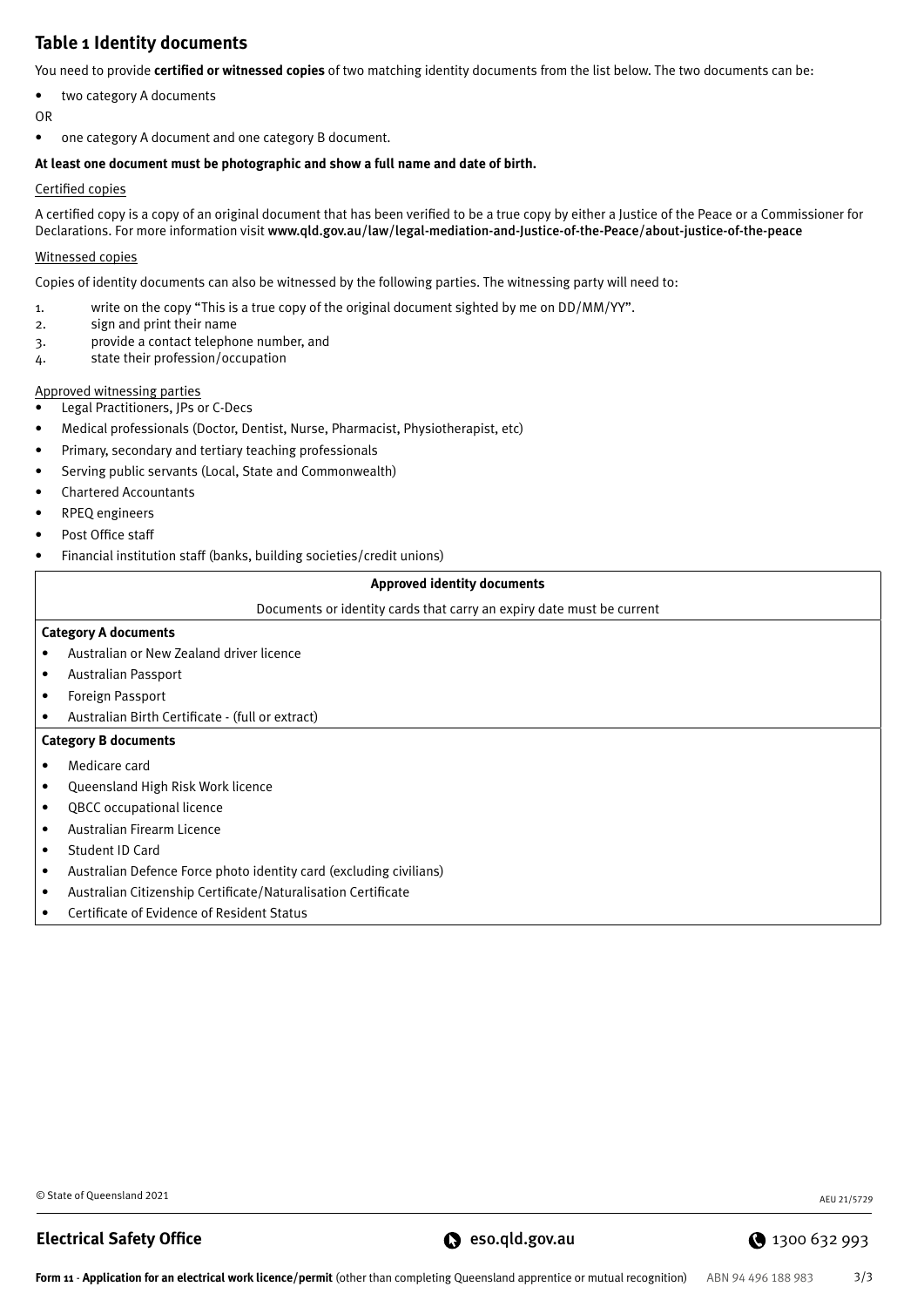## Table 1 Identity documents

You need to provide **certified or witnessed copies** of two matching identity documents from the list below. The two documents can be:

- two category A documents

OR

- one category A document and one category B document.

**At least one document must be photographic and show a full name and date of birth.**

Certified copies

A certified copy is a copy of an original document that has been verified to be a true copy by either a Justice of the Peace or a Commissioner for Declarations. For more information visit www.qld.gov.au/law/legal-mediation-and-Justice-of-the-Peace/about-justice-of-the-peace

Witnessed copies

Copies of identity documents can also be witnessed by the following parties. The witnessing party will need to:

1. write on the copy "This is a true copy of the original document sighted by me on DD/MM/YY".
2. sign and print their name
3. provide a contact telephone number, and
4. state their profession/occupation

Approved witnessing parties

- Legal Practitioners, JPs or C-Decs
- Medical professionals (Doctor, Dentist, Nurse, Pharmacist, Physiotherapist, etc)
- Primary, secondary and tertiary teaching professionals
- Serving public servants (Local, State and Commonwealth)
- Chartered Accountants
- RPEQ engineers
- Post Office staff
- Financial institution staff (banks, building societies/credit unions)

| **Approved identity documents** |
| --- |
| Documents or identity cards that carry an expiry date must be current |
| **Category A documents** |
| • Australian or New Zealand driver licence<br>• Australian Passport<br>• Foreign Passport<br>• Australian Birth Certificate - (full or extract) |
| **Category B documents** |
| • Medicare card<br>• Queensland High Risk Work licence<br>• QBCC occupational licence<br>• Australian Firearm Licence<br>• Student ID Card<br>• Australian Defence Force photo identity card (excluding civilians)<br>• Australian Citizenship Certificate/Naturalisation Certificate<br>• Certificate of Evidence of Resident Status |

© State of Queensland 2021

AEU 21/5729